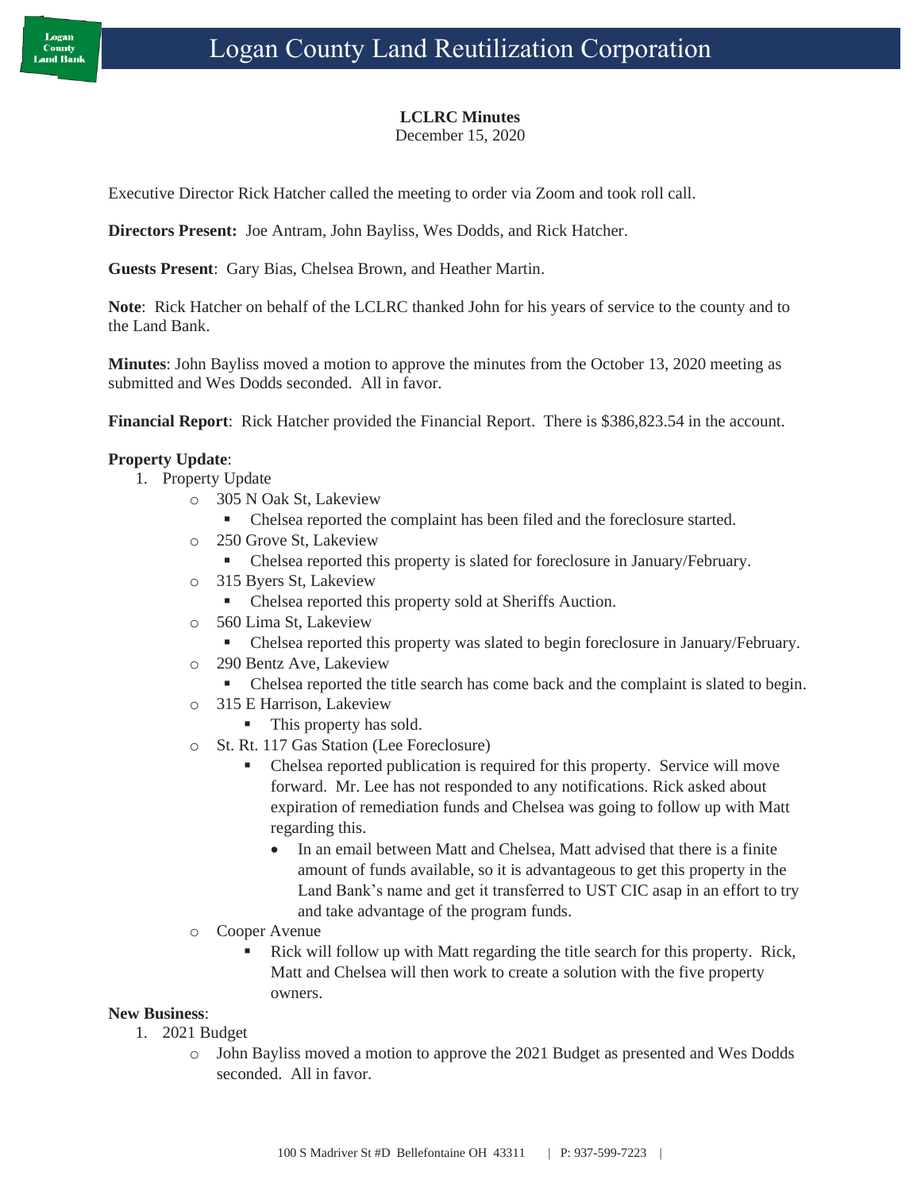# Logan County Land Reutilization Corporation

**LCLRC Minutes**
December 15, 2020

Executive Director Rick Hatcher called the meeting to order via Zoom and took roll call.

**Directors Present:** Joe Antram, John Bayliss, Wes Dodds, and Rick Hatcher.

**Guests Present**: Gary Bias, Chelsea Brown, and Heather Martin.

**Note**: Rick Hatcher on behalf of the LCLRC thanked John for his years of service to the county and to the Land Bank.

**Minutes**: John Bayliss moved a motion to approve the minutes from the October 13, 2020 meeting as submitted and Wes Dodds seconded. All in favor.

**Financial Report**: Rick Hatcher provided the Financial Report. There is $386,823.54 in the account.

**Property Update**:

1. Property Update
   - 305 N Oak St, Lakeview
     - Chelsea reported the complaint has been filed and the foreclosure started.
   - 250 Grove St, Lakeview
     - Chelsea reported this property is slated for foreclosure in January/February.
   - 315 Byers St, Lakeview
     - Chelsea reported this property sold at Sheriffs Auction.
   - 560 Lima St, Lakeview
     - Chelsea reported this property was slated to begin foreclosure in January/February.
   - 290 Bentz Ave, Lakeview
     - Chelsea reported the title search has come back and the complaint is slated to begin.
   - 315 E Harrison, Lakeview
     - This property has sold.
   - St. Rt. 117 Gas Station (Lee Foreclosure)
     - Chelsea reported publication is required for this property. Service will move forward. Mr. Lee has not responded to any notifications. Rick asked about expiration of remediation funds and Chelsea was going to follow up with Matt regarding this.
       - In an email between Matt and Chelsea, Matt advised that there is a finite amount of funds available, so it is advantageous to get this property in the Land Bank's name and get it transferred to UST CIC asap in an effort to try and take advantage of the program funds.
   - Cooper Avenue
     - Rick will follow up with Matt regarding the title search for this property. Rick, Matt and Chelsea will then work to create a solution with the five property owners.

**New Business**:

1. 2021 Budget
   - John Bayliss moved a motion to approve the 2021 Budget as presented and Wes Dodds seconded. All in favor.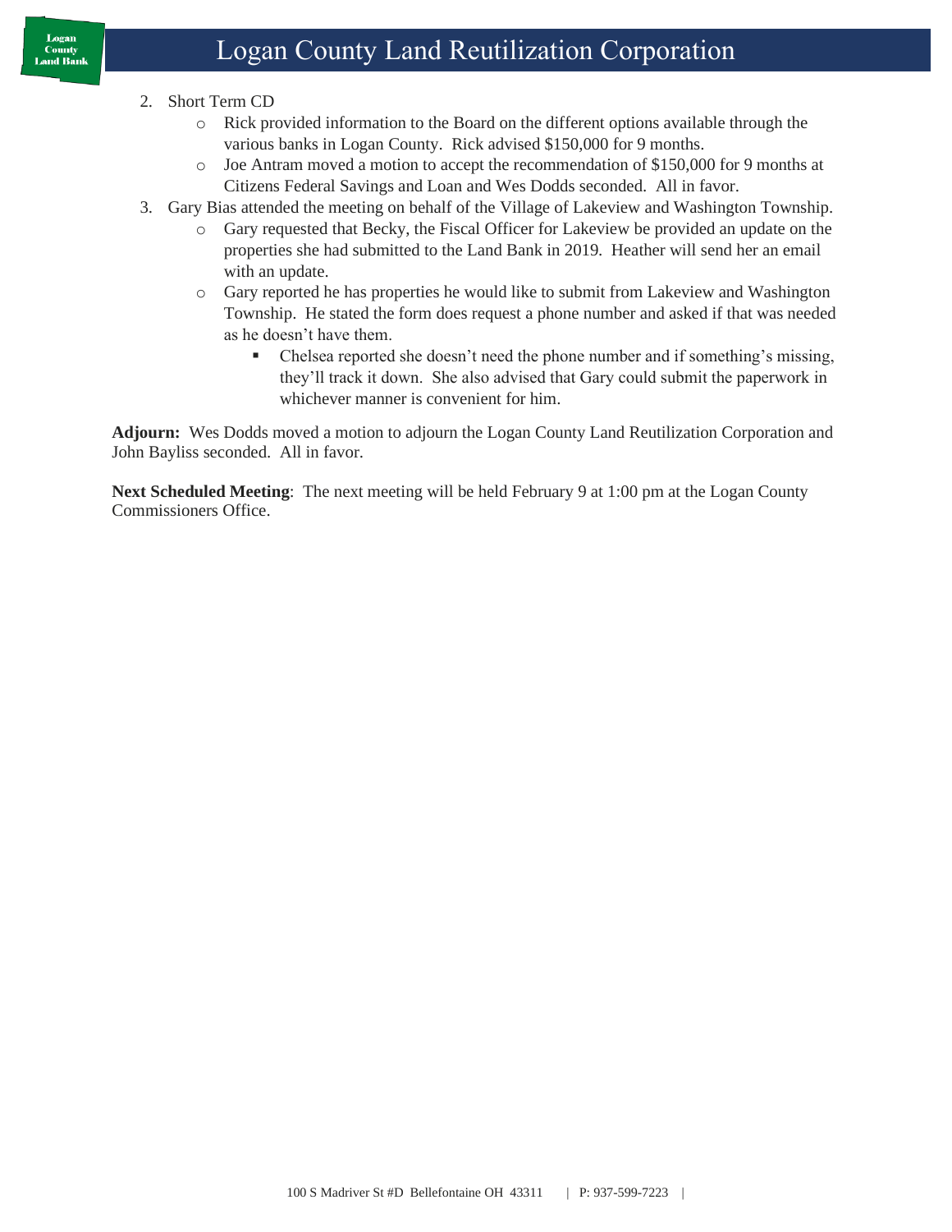2. Short Term CD
    - Rick provided information to the Board on the different options available through the various banks in Logan County. Rick advised $150,000 for 9 months.
    - Joe Antram moved a motion to accept the recommendation of $150,000 for 9 months at Citizens Federal Savings and Loan and Wes Dodds seconded. All in favor.
3. Gary Bias attended the meeting on behalf of the Village of Lakeview and Washington Township.
    - Gary requested that Becky, the Fiscal Officer for Lakeview be provided an update on the properties she had submitted to the Land Bank in 2019. Heather will send her an email with an update.
    - Gary reported he has properties he would like to submit from Lakeview and Washington Township. He stated the form does request a phone number and asked if that was needed as he doesn't have them.
        - Chelsea reported she doesn't need the phone number and if something's missing, they'll track it down. She also advised that Gary could submit the paperwork in whichever manner is convenient for him.

**Adjourn:** Wes Dodds moved a motion to adjourn the Logan County Land Reutilization Corporation and John Bayliss seconded. All in favor.

**Next Scheduled Meeting**: The next meeting will be held February 9 at 1:00 pm at the Logan County Commissioners Office.